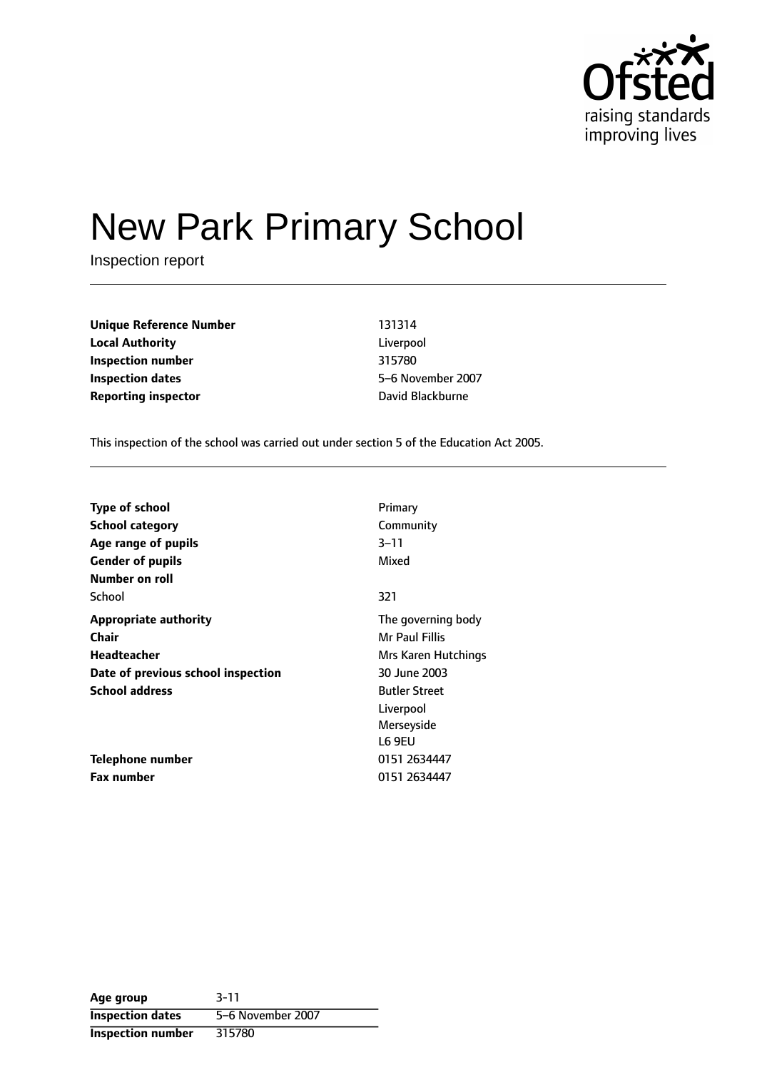# New Park Primary School

Inspection report

| | |
|---|---|
| **Unique Reference Number** | 131314 |
| **Local Authority** | Liverpool |
| **Inspection number** | 315780 |
| **Inspection dates** | 5–6 November 2007 |
| **Reporting inspector** | David Blackburne |

This inspection of the school was carried out under section 5 of the Education Act 2005.

| | |
|---|---|
| **Type of school** | Primary |
| **School category** | Community |
| **Age range of pupils** | 3–11 |
| **Gender of pupils** | Mixed |
| **Number on roll** | |
| School | 321 |
| **Appropriate authority** | The governing body |
| **Chair** | Mr Paul Fillis |
| **Headteacher** | Mrs Karen Hutchings |
| **Date of previous school inspection** | 30 June 2003 |
| **School address** | Butler Street<br>Liverpool<br>Merseyside<br>L6 9EU |
| **Telephone number** | 0151 2634447 |
| **Fax number** | 0151 2634447 |

| **Age group** | 3-11 |
|---|---|
| **Inspection dates** | 5–6 November 2007 |
| **Inspection number** | 315780 |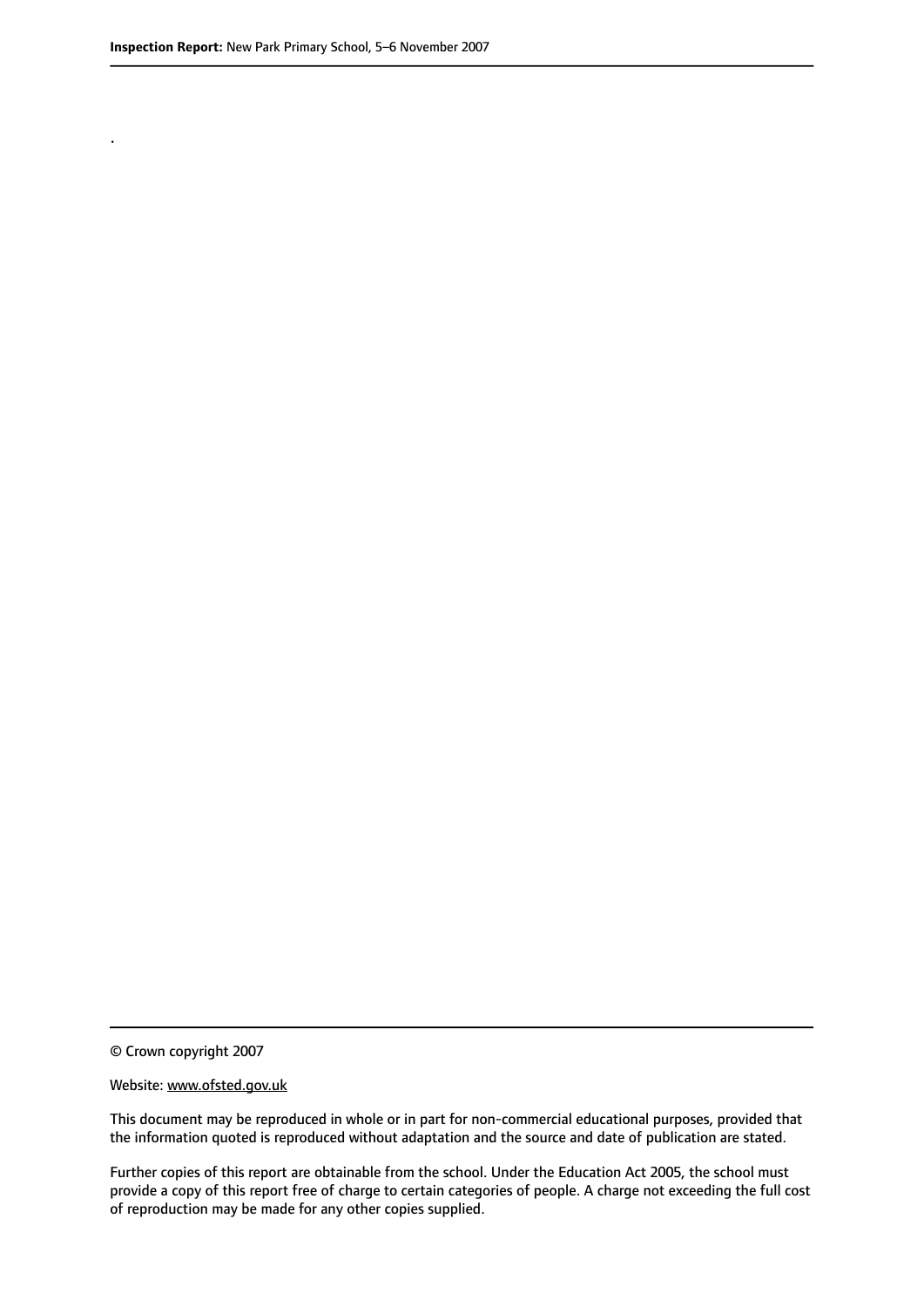.

© Crown copyright 2007

Website: www.ofsted.gov.uk

This document may be reproduced in whole or in part for non-commercial educational purposes, provided that the information quoted is reproduced without adaptation and the source and date of publication are stated.

Further copies of this report are obtainable from the school. Under the Education Act 2005, the school must provide a copy of this report free of charge to certain categories of people. A charge not exceeding the full cost of reproduction may be made for any other copies supplied.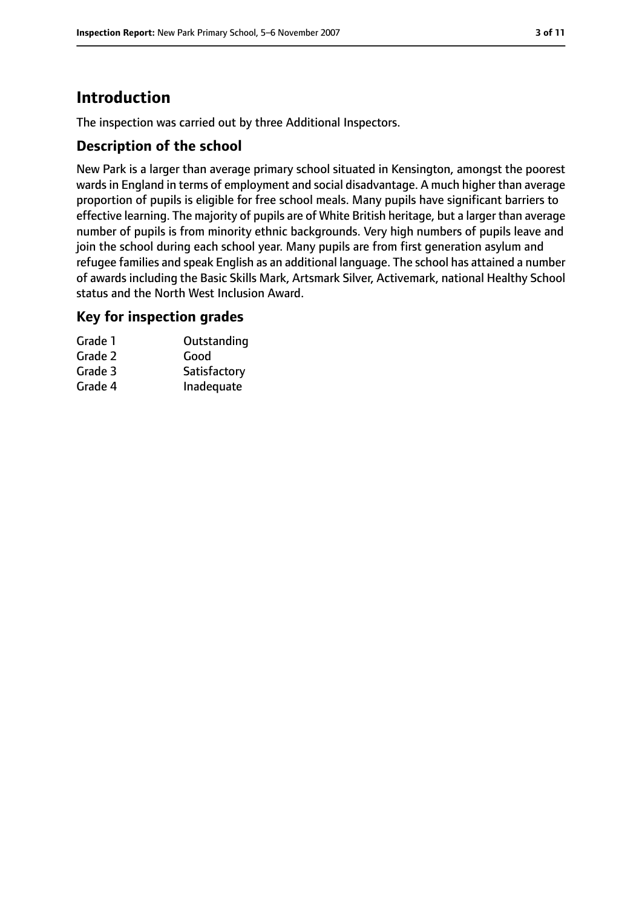# Introduction

The inspection was carried out by three Additional Inspectors.

## Description of the school

New Park is a larger than average primary school situated in Kensington, amongst the poorest wards in England in terms of employment and social disadvantage. A much higher than average proportion of pupils is eligible for free school meals. Many pupils have significant barriers to effective learning. The majority of pupils are of White British heritage, but a larger than average number of pupils is from minority ethnic backgrounds. Very high numbers of pupils leave and join the school during each school year. Many pupils are from first generation asylum and refugee families and speak English as an additional language. The school has attained a number of awards including the Basic Skills Mark, Artsmark Silver, Activemark, national Healthy School status and the North West Inclusion Award.

## Key for inspection grades

| | |
|---|---|
| Grade 1 | Outstanding |
| Grade 2 | Good |
| Grade 3 | Satisfactory |
| Grade 4 | Inadequate |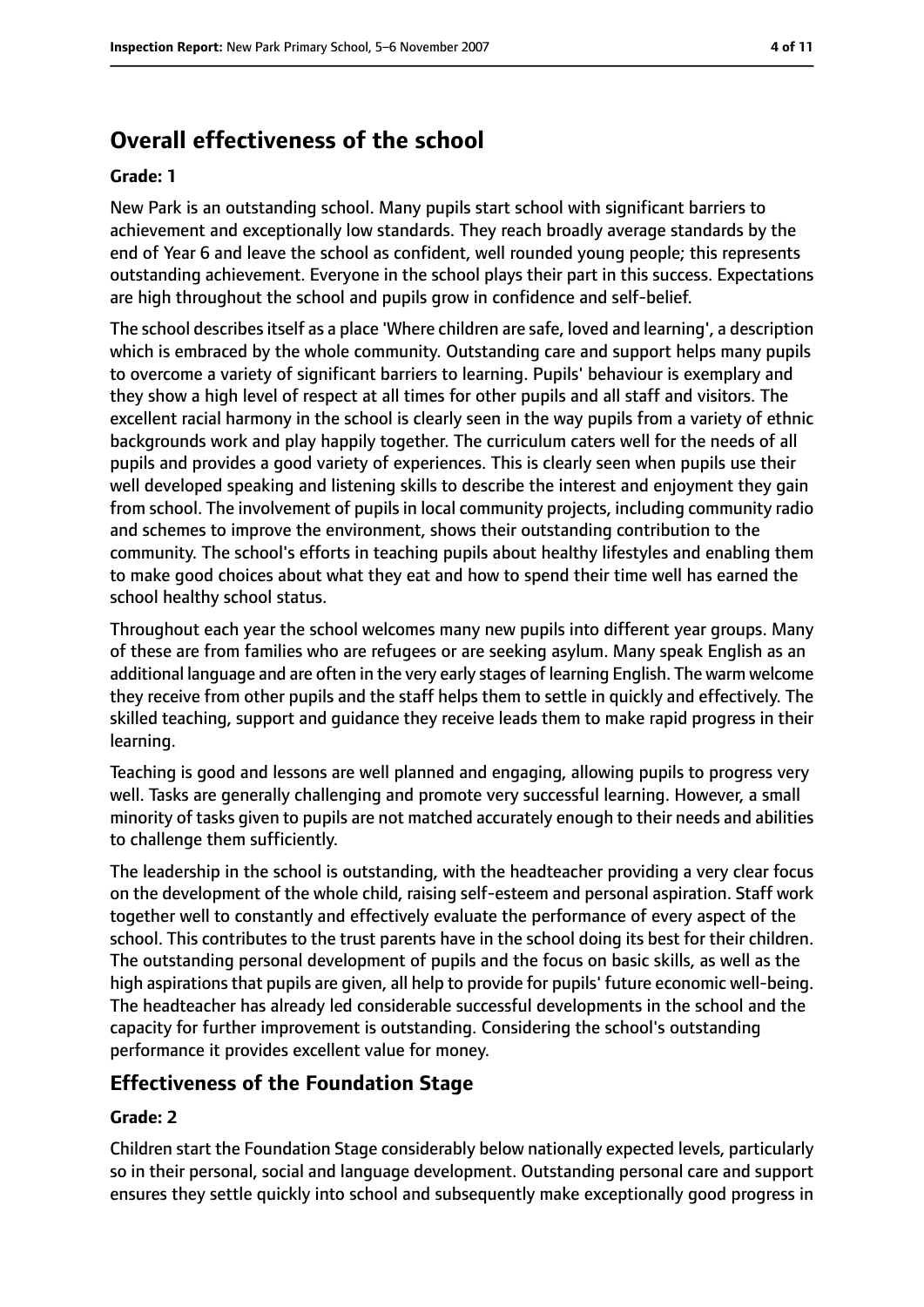## Overall effectiveness of the school

**Grade: 1**

New Park is an outstanding school. Many pupils start school with significant barriers to achievement and exceptionally low standards. They reach broadly average standards by the end of Year 6 and leave the school as confident, well rounded young people; this represents outstanding achievement. Everyone in the school plays their part in this success. Expectations are high throughout the school and pupils grow in confidence and self-belief.

The school describes itself as a place 'Where children are safe, loved and learning', a description which is embraced by the whole community. Outstanding care and support helps many pupils to overcome a variety of significant barriers to learning. Pupils' behaviour is exemplary and they show a high level of respect at all times for other pupils and all staff and visitors. The excellent racial harmony in the school is clearly seen in the way pupils from a variety of ethnic backgrounds work and play happily together. The curriculum caters well for the needs of all pupils and provides a good variety of experiences. This is clearly seen when pupils use their well developed speaking and listening skills to describe the interest and enjoyment they gain from school. The involvement of pupils in local community projects, including community radio and schemes to improve the environment, shows their outstanding contribution to the community. The school's efforts in teaching pupils about healthy lifestyles and enabling them to make good choices about what they eat and how to spend their time well has earned the school healthy school status.

Throughout each year the school welcomes many new pupils into different year groups. Many of these are from families who are refugees or are seeking asylum. Many speak English as an additional language and are often in the very early stages of learning English. The warm welcome they receive from other pupils and the staff helps them to settle in quickly and effectively. The skilled teaching, support and guidance they receive leads them to make rapid progress in their learning.

Teaching is good and lessons are well planned and engaging, allowing pupils to progress very well. Tasks are generally challenging and promote very successful learning. However, a small minority of tasks given to pupils are not matched accurately enough to their needs and abilities to challenge them sufficiently.

The leadership in the school is outstanding, with the headteacher providing a very clear focus on the development of the whole child, raising self-esteem and personal aspiration. Staff work together well to constantly and effectively evaluate the performance of every aspect of the school. This contributes to the trust parents have in the school doing its best for their children. The outstanding personal development of pupils and the focus on basic skills, as well as the high aspirations that pupils are given, all help to provide for pupils' future economic well-being. The headteacher has already led considerable successful developments in the school and the capacity for further improvement is outstanding. Considering the school's outstanding performance it provides excellent value for money.

### Effectiveness of the Foundation Stage

**Grade: 2**

Children start the Foundation Stage considerably below nationally expected levels, particularly so in their personal, social and language development. Outstanding personal care and support ensures they settle quickly into school and subsequently make exceptionally good progress in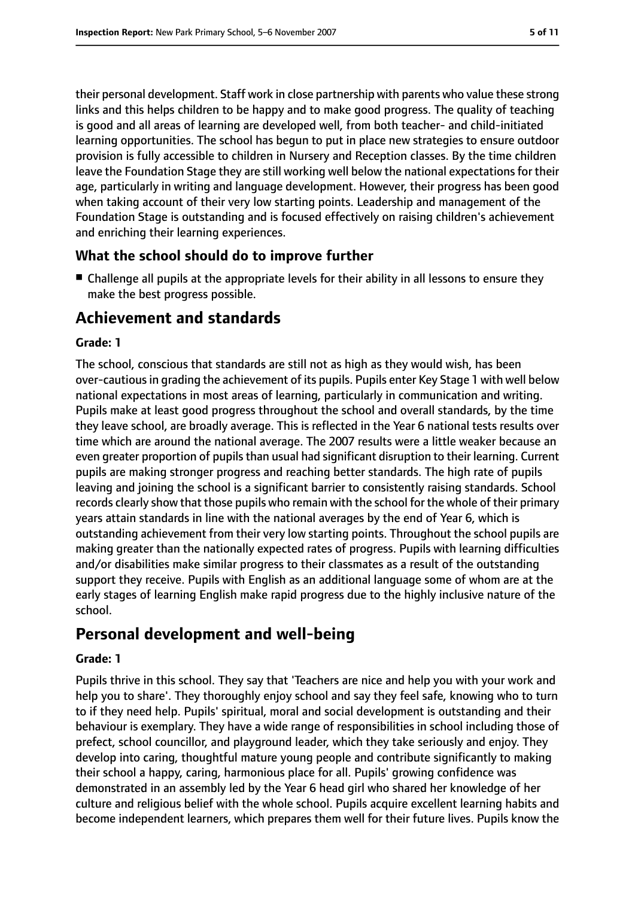their personal development. Staff work in close partnership with parents who value these strong links and this helps children to be happy and to make good progress. The quality of teaching is good and all areas of learning are developed well, from both teacher- and child-initiated learning opportunities. The school has begun to put in place new strategies to ensure outdoor provision is fully accessible to children in Nursery and Reception classes. By the time children leave the Foundation Stage they are still working well below the national expectations for their age, particularly in writing and language development. However, their progress has been good when taking account of their very low starting points. Leadership and management of the Foundation Stage is outstanding and is focused effectively on raising children's achievement and enriching their learning experiences.

### What the school should do to improve further

- Challenge all pupils at the appropriate levels for their ability in all lessons to ensure they make the best progress possible.

## Achievement and standards

#### Grade: 1

The school, conscious that standards are still not as high as they would wish, has been over-cautious in grading the achievement of its pupils. Pupils enter Key Stage 1 with well below national expectations in most areas of learning, particularly in communication and writing. Pupils make at least good progress throughout the school and overall standards, by the time they leave school, are broadly average. This is reflected in the Year 6 national tests results over time which are around the national average. The 2007 results were a little weaker because an even greater proportion of pupils than usual had significant disruption to their learning. Current pupils are making stronger progress and reaching better standards. The high rate of pupils leaving and joining the school is a significant barrier to consistently raising standards. School records clearly show that those pupils who remain with the school for the whole of their primary years attain standards in line with the national averages by the end of Year 6, which is outstanding achievement from their very low starting points. Throughout the school pupils are making greater than the nationally expected rates of progress. Pupils with learning difficulties and/or disabilities make similar progress to their classmates as a result of the outstanding support they receive. Pupils with English as an additional language some of whom are at the early stages of learning English make rapid progress due to the highly inclusive nature of the school.

## Personal development and well-being

#### Grade: 1

Pupils thrive in this school. They say that 'Teachers are nice and help you with your work and help you to share'. They thoroughly enjoy school and say they feel safe, knowing who to turn to if they need help. Pupils' spiritual, moral and social development is outstanding and their behaviour is exemplary. They have a wide range of responsibilities in school including those of prefect, school councillor, and playground leader, which they take seriously and enjoy. They develop into caring, thoughtful mature young people and contribute significantly to making their school a happy, caring, harmonious place for all. Pupils' growing confidence was demonstrated in an assembly led by the Year 6 head girl who shared her knowledge of her culture and religious belief with the whole school. Pupils acquire excellent learning habits and become independent learners, which prepares them well for their future lives. Pupils know the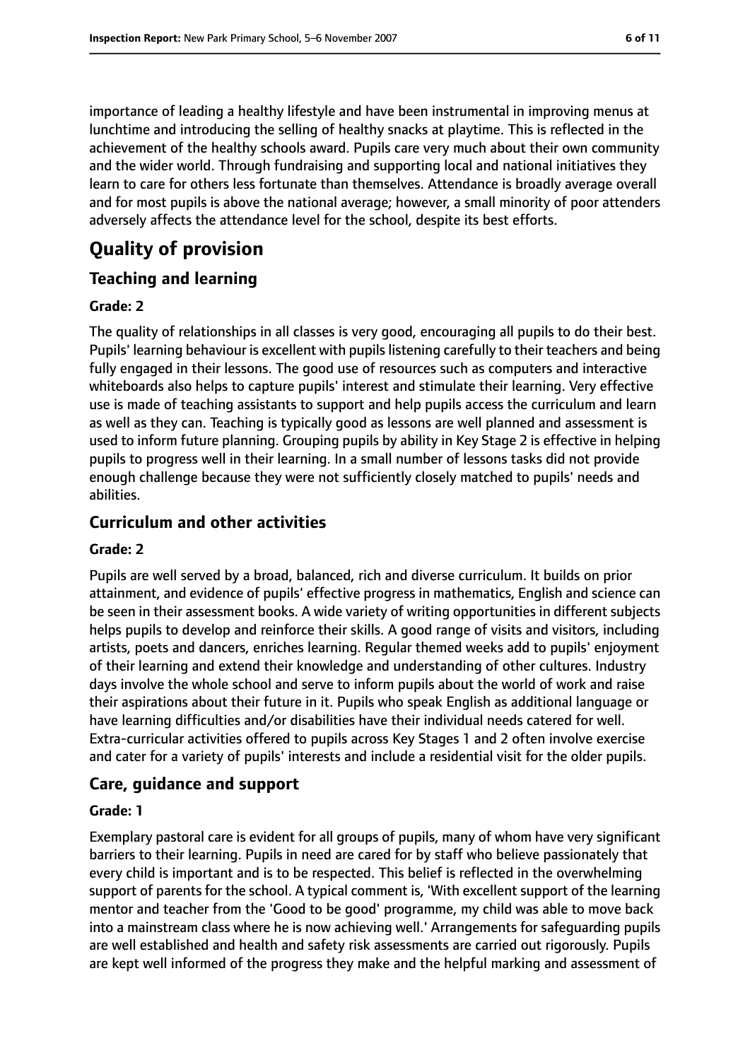importance of leading a healthy lifestyle and have been instrumental in improving menus at lunchtime and introducing the selling of healthy snacks at playtime. This is reflected in the achievement of the healthy schools award. Pupils care very much about their own community and the wider world. Through fundraising and supporting local and national initiatives they learn to care for others less fortunate than themselves. Attendance is broadly average overall and for most pupils is above the national average; however, a small minority of poor attenders adversely affects the attendance level for the school, despite its best efforts.

# Quality of provision

## Teaching and learning

### Grade: 2

The quality of relationships in all classes is very good, encouraging all pupils to do their best. Pupils' learning behaviour is excellent with pupils listening carefully to their teachers and being fully engaged in their lessons. The good use of resources such as computers and interactive whiteboards also helps to capture pupils' interest and stimulate their learning. Very effective use is made of teaching assistants to support and help pupils access the curriculum and learn as well as they can. Teaching is typically good as lessons are well planned and assessment is used to inform future planning. Grouping pupils by ability in Key Stage 2 is effective in helping pupils to progress well in their learning. In a small number of lessons tasks did not provide enough challenge because they were not sufficiently closely matched to pupils' needs and abilities.

## Curriculum and other activities

### Grade: 2

Pupils are well served by a broad, balanced, rich and diverse curriculum. It builds on prior attainment, and evidence of pupils' effective progress in mathematics, English and science can be seen in their assessment books. A wide variety of writing opportunities in different subjects helps pupils to develop and reinforce their skills. A good range of visits and visitors, including artists, poets and dancers, enriches learning. Regular themed weeks add to pupils' enjoyment of their learning and extend their knowledge and understanding of other cultures. Industry days involve the whole school and serve to inform pupils about the world of work and raise their aspirations about their future in it. Pupils who speak English as additional language or have learning difficulties and/or disabilities have their individual needs catered for well. Extra-curricular activities offered to pupils across Key Stages 1 and 2 often involve exercise and cater for a variety of pupils' interests and include a residential visit for the older pupils.

## Care, guidance and support

### Grade: 1

Exemplary pastoral care is evident for all groups of pupils, many of whom have very significant barriers to their learning. Pupils in need are cared for by staff who believe passionately that every child is important and is to be respected. This belief is reflected in the overwhelming support of parents for the school. A typical comment is, 'With excellent support of the learning mentor and teacher from the 'Good to be good' programme, my child was able to move back into a mainstream class where he is now achieving well.' Arrangements for safeguarding pupils are well established and health and safety risk assessments are carried out rigorously. Pupils are kept well informed of the progress they make and the helpful marking and assessment of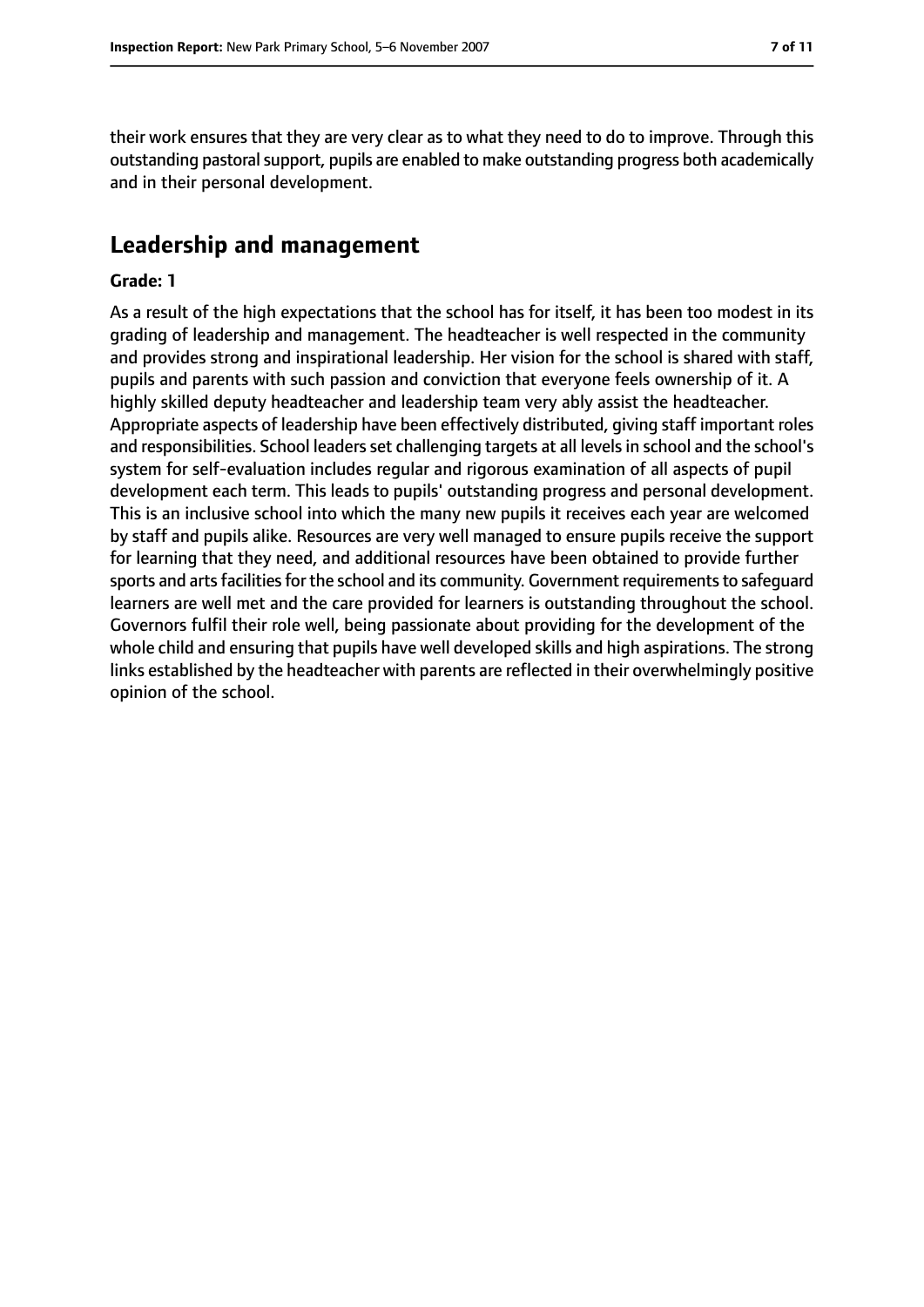their work ensures that they are very clear as to what they need to do to improve. Through this outstanding pastoral support, pupils are enabled to make outstanding progress both academically and in their personal development.

## Leadership and management

**Grade: 1**

As a result of the high expectations that the school has for itself, it has been too modest in its grading of leadership and management. The headteacher is well respected in the community and provides strong and inspirational leadership. Her vision for the school is shared with staff, pupils and parents with such passion and conviction that everyone feels ownership of it. A highly skilled deputy headteacher and leadership team very ably assist the headteacher. Appropriate aspects of leadership have been effectively distributed, giving staff important roles and responsibilities. School leaders set challenging targets at all levels in school and the school's system for self-evaluation includes regular and rigorous examination of all aspects of pupil development each term. This leads to pupils' outstanding progress and personal development. This is an inclusive school into which the many new pupils it receives each year are welcomed by staff and pupils alike. Resources are very well managed to ensure pupils receive the support for learning that they need, and additional resources have been obtained to provide further sports and arts facilities for the school and its community. Government requirements to safeguard learners are well met and the care provided for learners is outstanding throughout the school. Governors fulfil their role well, being passionate about providing for the development of the whole child and ensuring that pupils have well developed skills and high aspirations. The strong links established by the headteacher with parents are reflected in their overwhelmingly positive opinion of the school.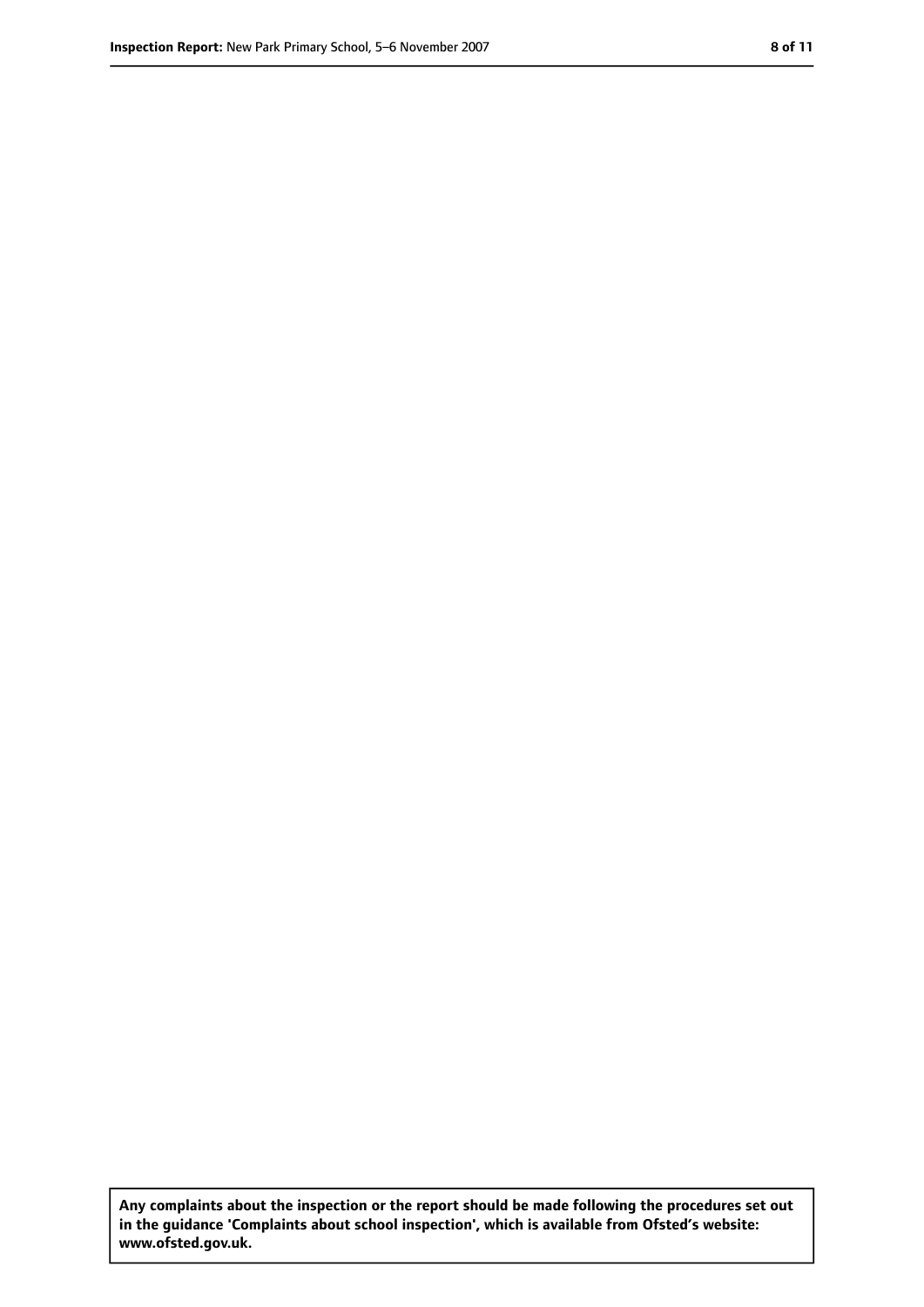**Any complaints about the inspection or the report should be made following the procedures set out in the guidance 'Complaints about school inspection', which is available from Ofsted's website: www.ofsted.gov.uk.**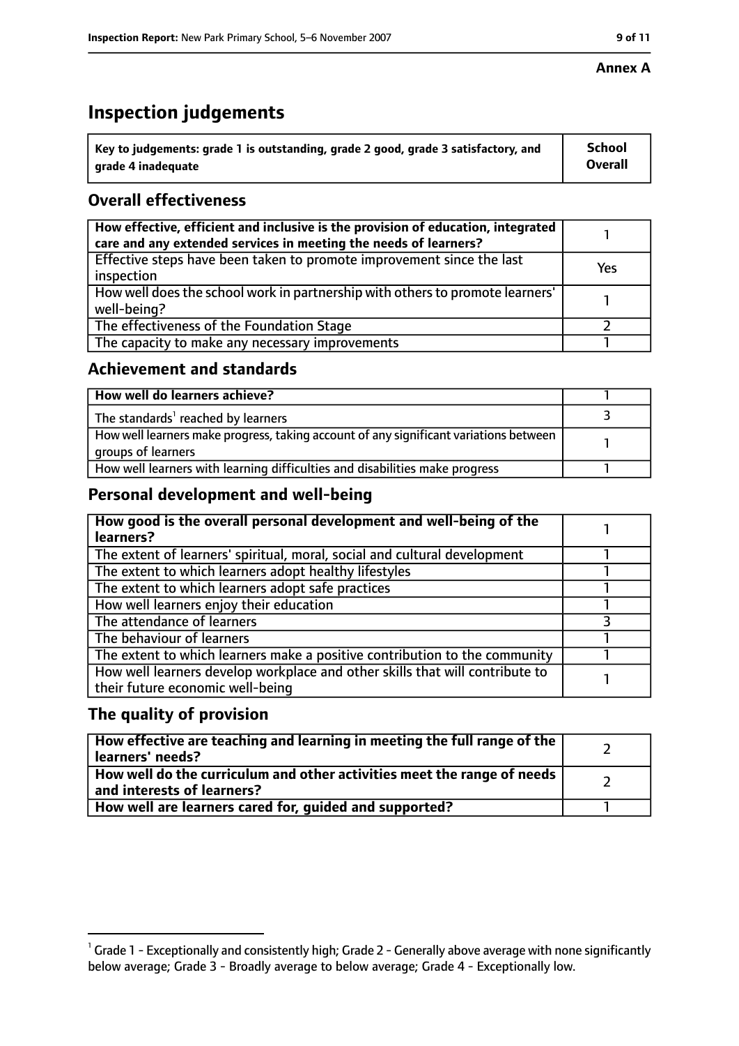**Annex A**

# Inspection judgements

| Key to judgements: grade 1 is outstanding, grade 2 good, grade 3 satisfactory, and grade 4 inadequate | School Overall |
|---|---|

## Overall effectiveness

| | |
|---|---|
| How effective, efficient and inclusive is the provision of education, integrated care and any extended services in meeting the needs of learners? | 1 |
| Effective steps have been taken to promote improvement since the last inspection | Yes |
| How well does the school work in partnership with others to promote learners' well-being? | 1 |
| The effectiveness of the Foundation Stage | 2 |
| The capacity to make any necessary improvements | 1 |

## Achievement and standards

| | |
|---|---|
| How well do learners achieve? | 1 |
| The standards[1] reached by learners | 3 |
| How well learners make progress, taking account of any significant variations between groups of learners | 1 |
| How well learners with learning difficulties and disabilities make progress | 1 |

## Personal development and well-being

| | |
|---|---|
| How good is the overall personal development and well-being of the learners? | 1 |
| The extent of learners' spiritual, moral, social and cultural development | 1 |
| The extent to which learners adopt healthy lifestyles | 1 |
| The extent to which learners adopt safe practices | 1 |
| How well learners enjoy their education | 1 |
| The attendance of learners | 3 |
| The behaviour of learners | 1 |
| The extent to which learners make a positive contribution to the community | 1 |
| How well learners develop workplace and other skills that will contribute to their future economic well-being | 1 |

## The quality of provision

| | |
|---|---|
| How effective are teaching and learning in meeting the full range of the learners' needs? | 2 |
| How well do the curriculum and other activities meet the range of needs and interests of learners? | 2 |
| How well are learners cared for, guided and supported? | 1 |

[1] Grade 1 - Exceptionally and consistently high; Grade 2 - Generally above average with none significantly below average; Grade 3 - Broadly average to below average; Grade 4 - Exceptionally low.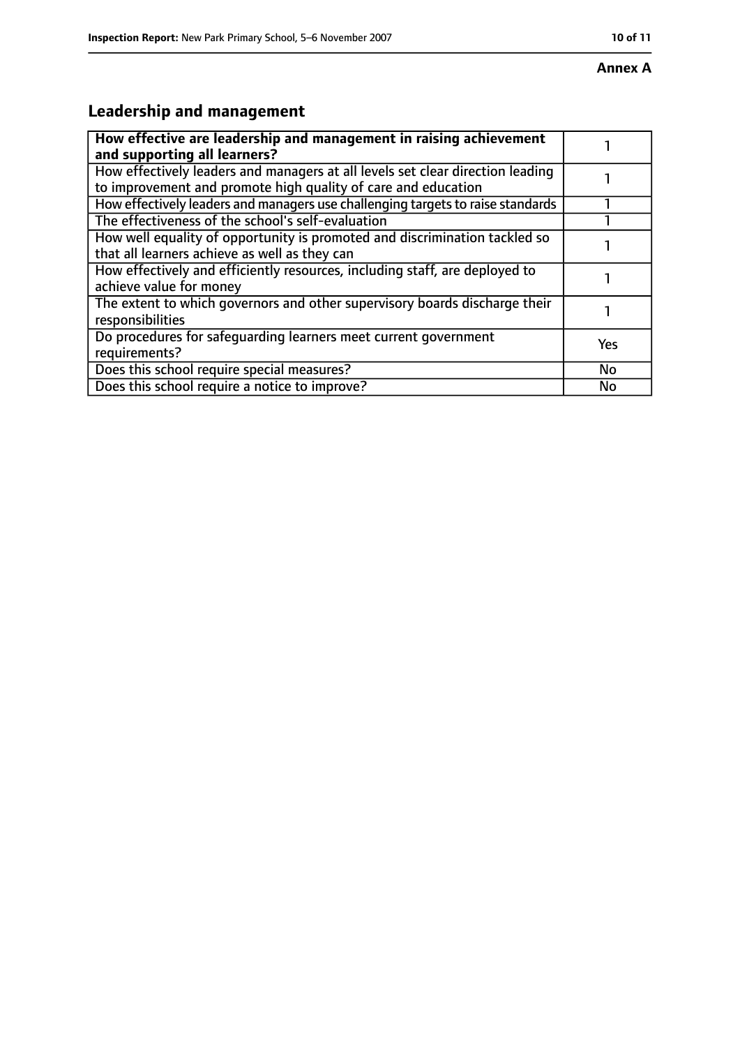**Annex A**

## Leadership and management

| **How effective are leadership and management in raising achievement and supporting all learners?** | 1 |
|---|---|
| How effectively leaders and managers at all levels set clear direction leading to improvement and promote high quality of care and education | 1 |
| How effectively leaders and managers use challenging targets to raise standards | 1 |
| The effectiveness of the school's self-evaluation | 1 |
| How well equality of opportunity is promoted and discrimination tackled so that all learners achieve as well as they can | 1 |
| How effectively and efficiently resources, including staff, are deployed to achieve value for money | 1 |
| The extent to which governors and other supervisory boards discharge their responsibilities | 1 |
| Do procedures for safeguarding learners meet current government requirements? | Yes |
| Does this school require special measures? | No |
| Does this school require a notice to improve? | No |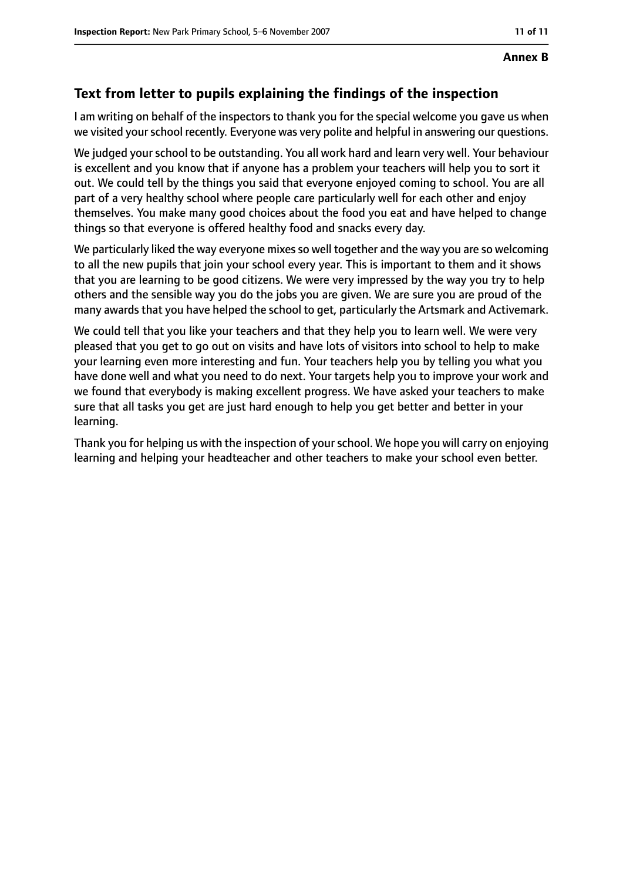**Annex B**

## Text from letter to pupils explaining the findings of the inspection

I am writing on behalf of the inspectors to thank you for the special welcome you gave us when we visited your school recently. Everyone was very polite and helpful in answering our questions.

We judged your school to be outstanding. You all work hard and learn very well. Your behaviour is excellent and you know that if anyone has a problem your teachers will help you to sort it out. We could tell by the things you said that everyone enjoyed coming to school. You are all part of a very healthy school where people care particularly well for each other and enjoy themselves. You make many good choices about the food you eat and have helped to change things so that everyone is offered healthy food and snacks every day.

We particularly liked the way everyone mixes so well together and the way you are so welcoming to all the new pupils that join your school every year. This is important to them and it shows that you are learning to be good citizens. We were very impressed by the way you try to help others and the sensible way you do the jobs you are given. We are sure you are proud of the many awards that you have helped the school to get, particularly the Artsmark and Activemark.

We could tell that you like your teachers and that they help you to learn well. We were very pleased that you get to go out on visits and have lots of visitors into school to help to make your learning even more interesting and fun. Your teachers help you by telling you what you have done well and what you need to do next. Your targets help you to improve your work and we found that everybody is making excellent progress. We have asked your teachers to make sure that all tasks you get are just hard enough to help you get better and better in your learning.

Thank you for helping us with the inspection of your school. We hope you will carry on enjoying learning and helping your headteacher and other teachers to make your school even better.